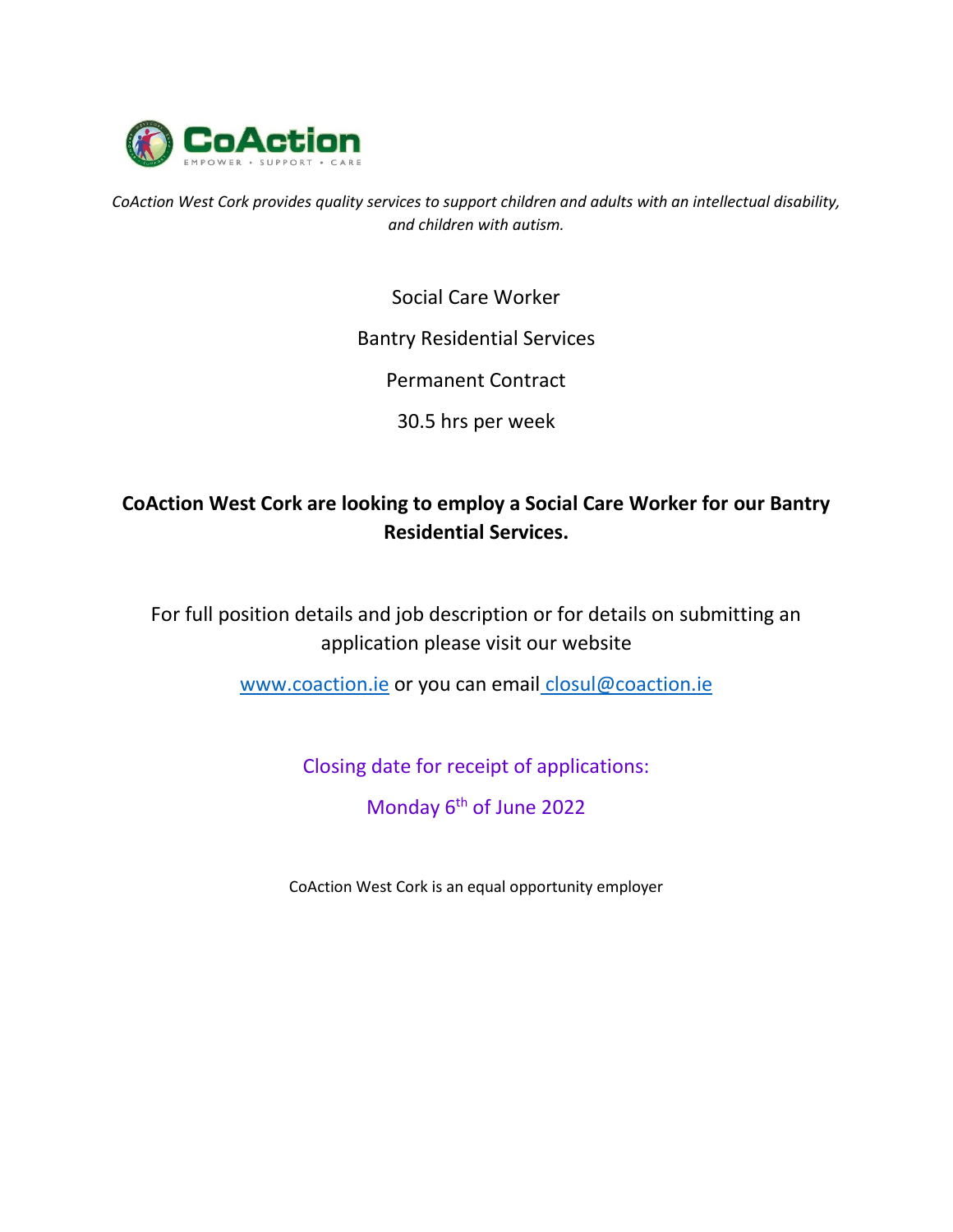CoAction
EMPOWER • SUPPORT • CARE

*CoAction West Cork provides quality services to support children and adults with an intellectual disability, and children with autism.*

Social Care Worker

Bantry Residential Services

Permanent Contract

30.5 hrs per week

**CoAction West Cork are looking to employ a Social Care Worker for our Bantry Residential Services.**

For full position details and job description or for details on submitting an application please visit our website

www.coaction.ie or you can email closul@coaction.ie

Closing date for receipt of applications:

Monday 6th of June 2022

CoAction West Cork is an equal opportunity employer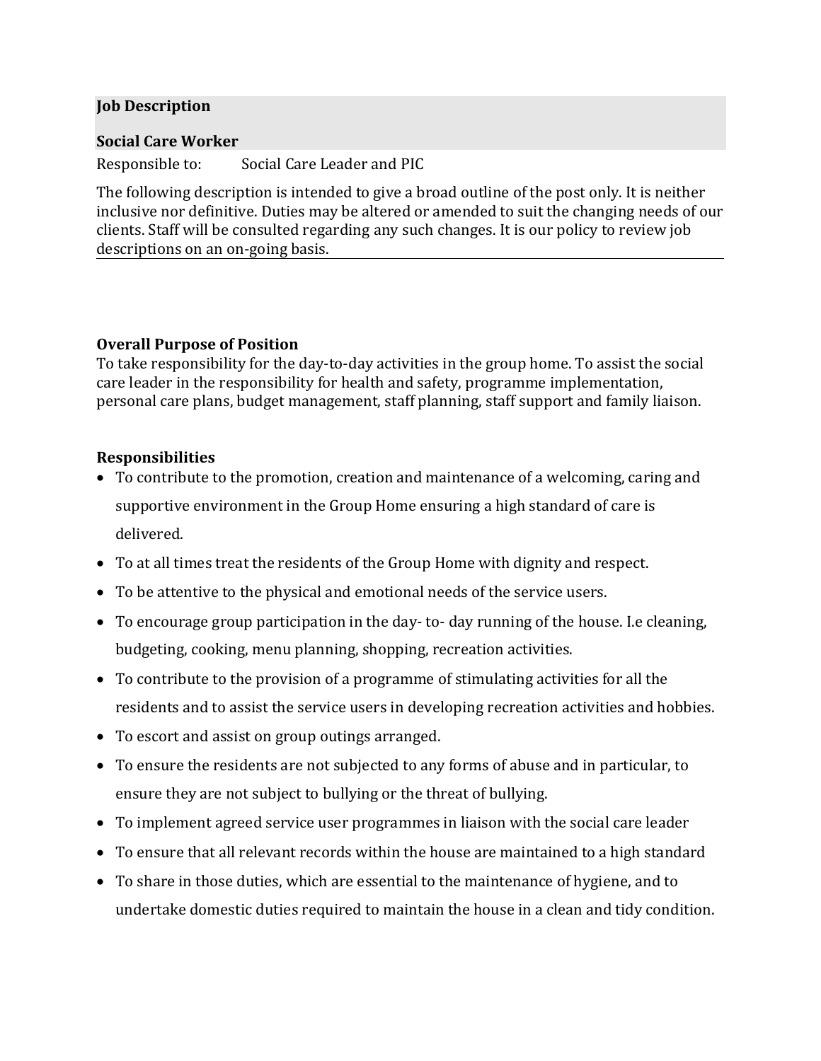**Job Description**

**Social Care Worker**

Responsible to: Social Care Leader and PIC

The following description is intended to give a broad outline of the post only. It is neither inclusive nor definitive. Duties may be altered or amended to suit the changing needs of our clients. Staff will be consulted regarding any such changes. It is our policy to review job descriptions on an on-going basis.

---

**Overall Purpose of Position**

To take responsibility for the day-to-day activities in the group home. To assist the social care leader in the responsibility for health and safety, programme implementation, personal care plans, budget management, staff planning, staff support and family liaison.

**Responsibilities**

- To contribute to the promotion, creation and maintenance of a welcoming, caring and supportive environment in the Group Home ensuring a high standard of care is delivered.
- To at all times treat the residents of the Group Home with dignity and respect.
- To be attentive to the physical and emotional needs of the service users.
- To encourage group participation in the day- to- day running of the house. I.e cleaning, budgeting, cooking, menu planning, shopping, recreation activities.
- To contribute to the provision of a programme of stimulating activities for all the residents and to assist the service users in developing recreation activities and hobbies.
- To escort and assist on group outings arranged.
- To ensure the residents are not subjected to any forms of abuse and in particular, to ensure they are not subject to bullying or the threat of bullying.
- To implement agreed service user programmes in liaison with the social care leader
- To ensure that all relevant records within the house are maintained to a high standard
- To share in those duties, which are essential to the maintenance of hygiene, and to undertake domestic duties required to maintain the house in a clean and tidy condition.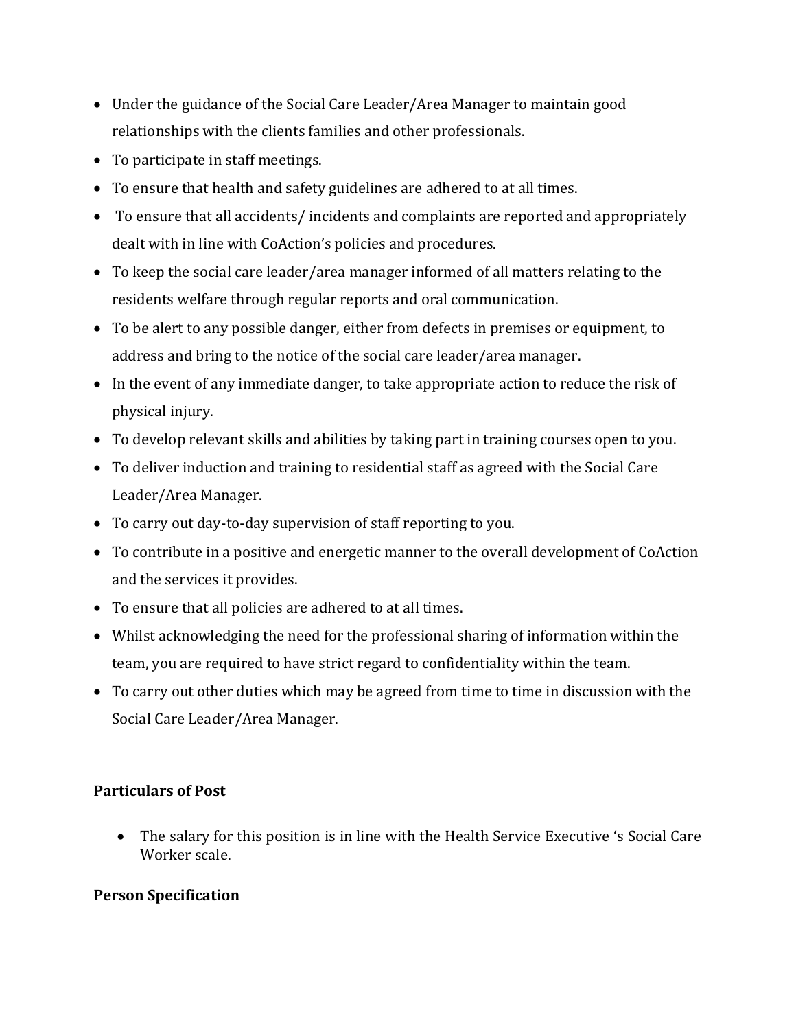- Under the guidance of the Social Care Leader/Area Manager to maintain good relationships with the clients families and other professionals.
- To participate in staff meetings.
- To ensure that health and safety guidelines are adhered to at all times.
- To ensure that all accidents/ incidents and complaints are reported and appropriately dealt with in line with CoAction's policies and procedures.
- To keep the social care leader/area manager informed of all matters relating to the residents welfare through regular reports and oral communication.
- To be alert to any possible danger, either from defects in premises or equipment, to address and bring to the notice of the social care leader/area manager.
- In the event of any immediate danger, to take appropriate action to reduce the risk of physical injury.
- To develop relevant skills and abilities by taking part in training courses open to you.
- To deliver induction and training to residential staff as agreed with the Social Care Leader/Area Manager.
- To carry out day-to-day supervision of staff reporting to you.
- To contribute in a positive and energetic manner to the overall development of CoAction and the services it provides.
- To ensure that all policies are adhered to at all times.
- Whilst acknowledging the need for the professional sharing of information within the team, you are required to have strict regard to confidentiality within the team.
- To carry out other duties which may be agreed from time to time in discussion with the Social Care Leader/Area Manager.

**Particulars of Post**

- The salary for this position is in line with the Health Service Executive 's Social Care Worker scale.

**Person Specification**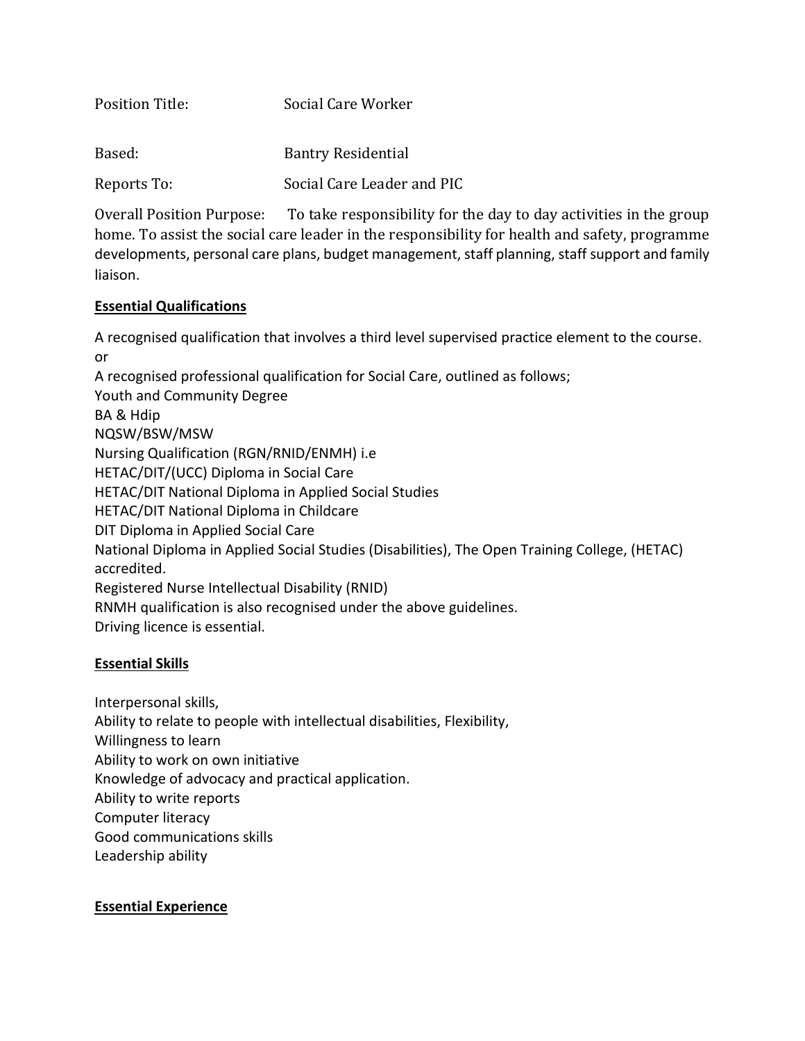Position Title: Social Care Worker

Based: Bantry Residential

Reports To: Social Care Leader and PIC

Overall Position Purpose: To take responsibility for the day to day activities in the group home. To assist the social care leader in the responsibility for health and safety, programme developments, personal care plans, budget management, staff planning, staff support and family liaison.

**Essential Qualifications**

A recognised qualification that involves a third level supervised practice element to the course.
or
A recognised professional qualification for Social Care, outlined as follows;
Youth and Community Degree
BA & Hdip
NQSW/BSW/MSW
Nursing Qualification (RGN/RNID/ENMH) i.e
HETAC/DIT/(UCC) Diploma in Social Care
HETAC/DIT National Diploma in Applied Social Studies
HETAC/DIT National Diploma in Childcare
DIT Diploma in Applied Social Care
National Diploma in Applied Social Studies (Disabilities), The Open Training College, (HETAC) accredited.
Registered Nurse Intellectual Disability (RNID)
RNMH qualification is also recognised under the above guidelines.
Driving licence is essential.

**Essential Skills**

Interpersonal skills,
Ability to relate to people with intellectual disabilities, Flexibility,
Willingness to learn
Ability to work on own initiative
Knowledge of advocacy and practical application.
Ability to write reports
Computer literacy
Good communications skills
Leadership ability

**Essential Experience**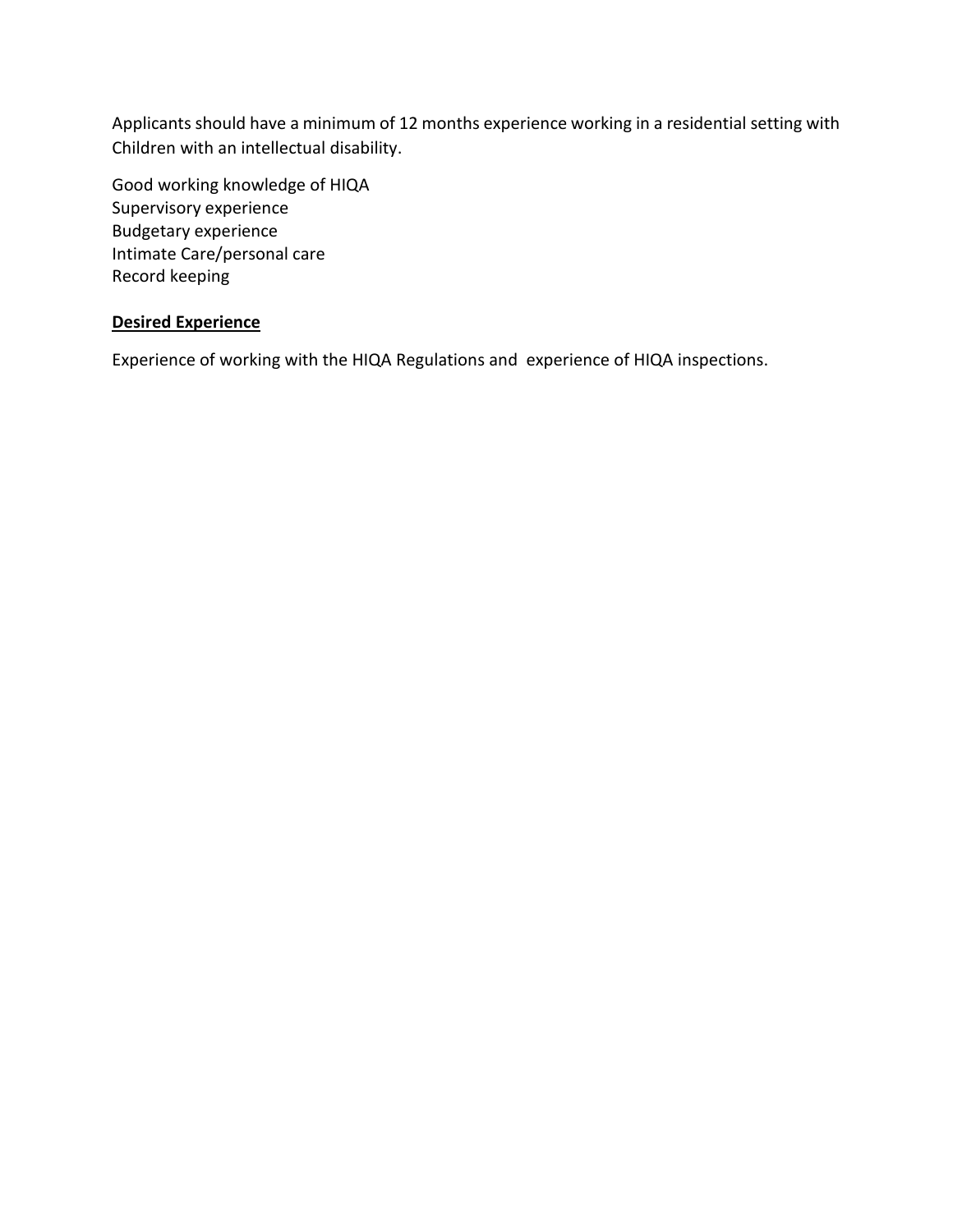Applicants should have a minimum of 12 months experience working in a residential setting with Children with an intellectual disability.

Good working knowledge of HIQA
Supervisory experience
Budgetary experience
Intimate Care/personal care
Record keeping

**Desired Experience**

Experience of working with the HIQA Regulations and experience of HIQA inspections.